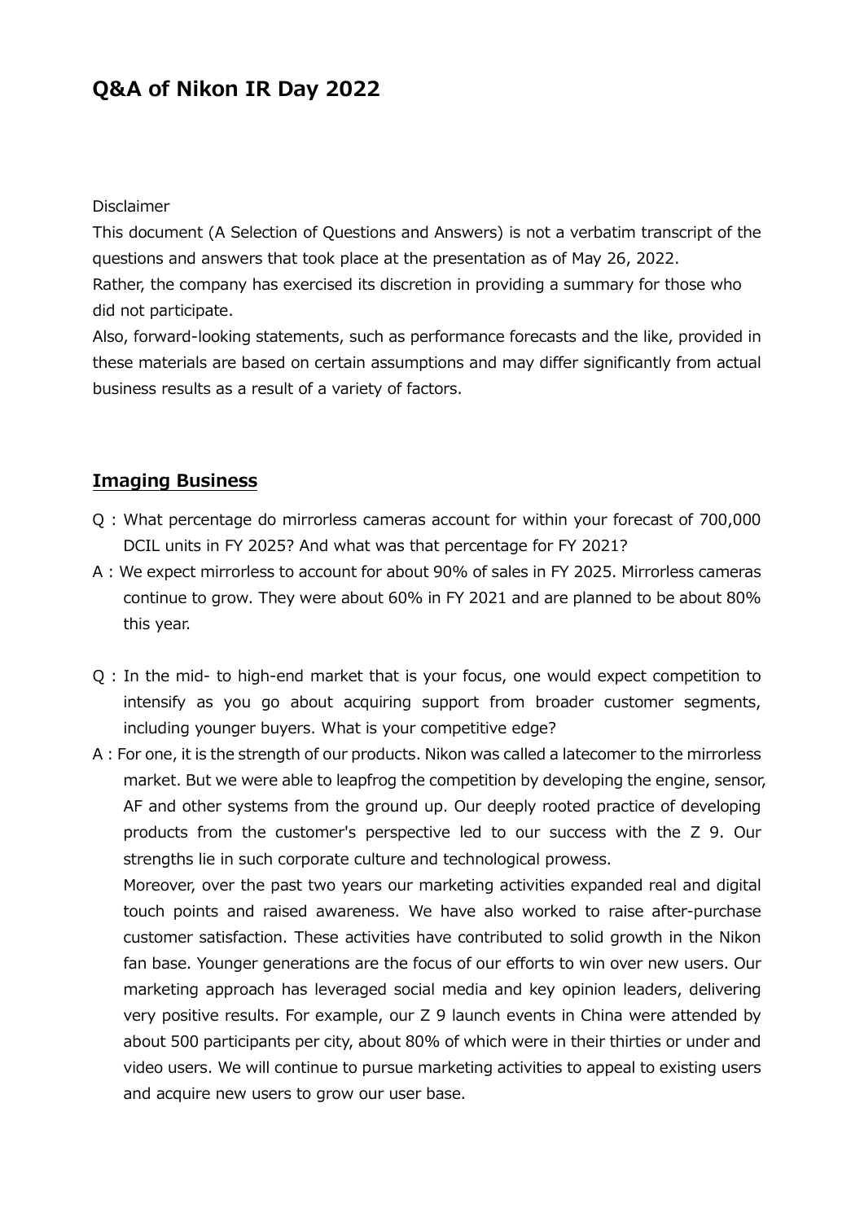# Q&A of Nikon IR Day 2022

Disclaimer

This document (A Selection of Questions and Answers) is not a verbatim transcript of the questions and answers that took place at the presentation as of May 26, 2022.

Rather, the company has exercised its discretion in providing a summary for those who did not participate.

Also, forward-looking statements, such as performance forecasts and the like, provided in these materials are based on certain assumptions and may differ significantly from actual business results as a result of a variety of factors.

## Imaging Business

Q : What percentage do mirrorless cameras account for within your forecast of 700,000 DCIL units in FY 2025? And what was that percentage for FY 2021?

A : We expect mirrorless to account for about 90% of sales in FY 2025. Mirrorless cameras continue to grow. They were about 60% in FY 2021 and are planned to be about 80% this year.

Q : In the mid- to high-end market that is your focus, one would expect competition to intensify as you go about acquiring support from broader customer segments, including younger buyers. What is your competitive edge?

A : For one, it is the strength of our products. Nikon was called a latecomer to the mirrorless market. But we were able to leapfrog the competition by developing the engine, sensor, AF and other systems from the ground up. Our deeply rooted practice of developing products from the customer's perspective led to our success with the Z 9. Our strengths lie in such corporate culture and technological prowess.

Moreover, over the past two years our marketing activities expanded real and digital touch points and raised awareness. We have also worked to raise after-purchase customer satisfaction. These activities have contributed to solid growth in the Nikon fan base. Younger generations are the focus of our efforts to win over new users. Our marketing approach has leveraged social media and key opinion leaders, delivering very positive results. For example, our Z 9 launch events in China were attended by about 500 participants per city, about 80% of which were in their thirties or under and video users. We will continue to pursue marketing activities to appeal to existing users and acquire new users to grow our user base.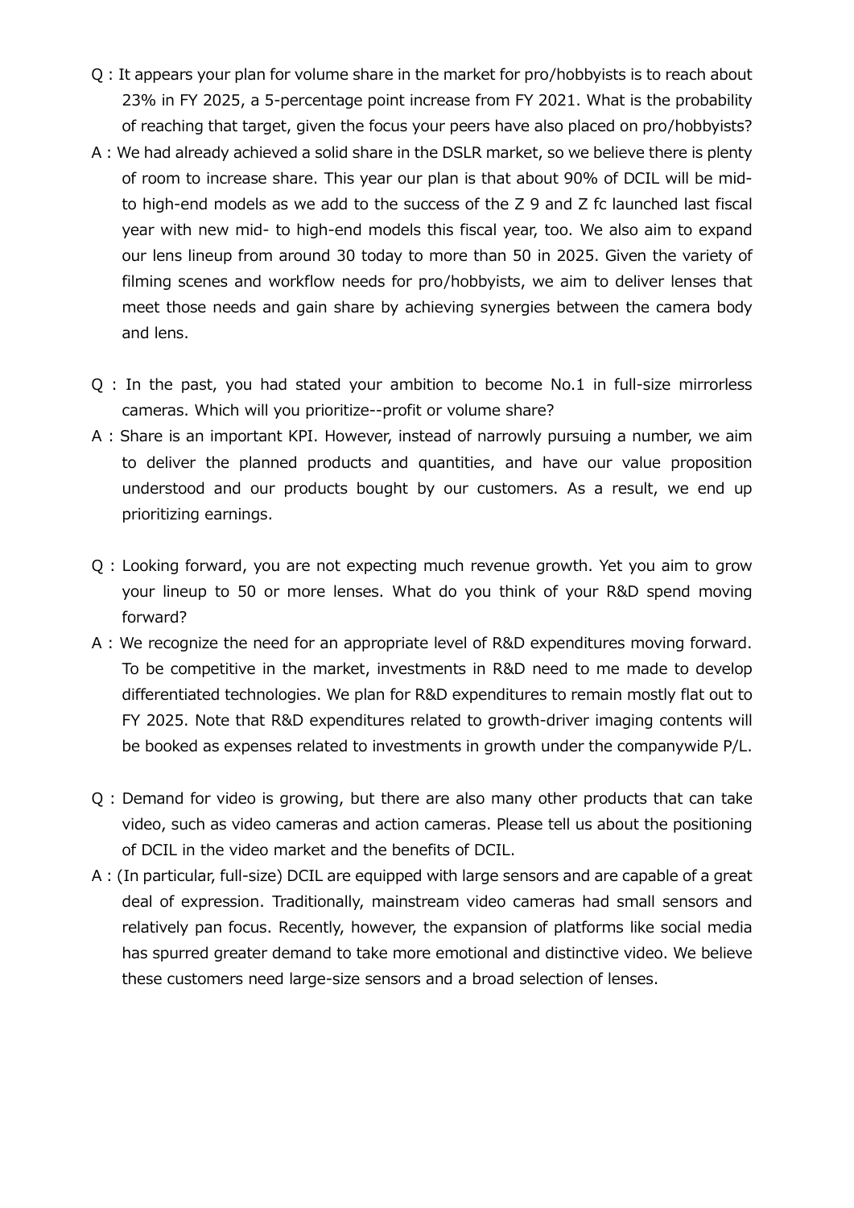Q : It appears your plan for volume share in the market for pro/hobbyists is to reach about 23% in FY 2025, a 5-percentage point increase from FY 2021. What is the probability of reaching that target, given the focus your peers have also placed on pro/hobbyists?

A : We had already achieved a solid share in the DSLR market, so we believe there is plenty of room to increase share. This year our plan is that about 90% of DCIL will be mid- to high-end models as we add to the success of the Z 9 and Z fc launched last fiscal year with new mid- to high-end models this fiscal year, too. We also aim to expand our lens lineup from around 30 today to more than 50 in 2025. Given the variety of filming scenes and workflow needs for pro/hobbyists, we aim to deliver lenses that meet those needs and gain share by achieving synergies between the camera body and lens.

Q : In the past, you had stated your ambition to become No.1 in full-size mirrorless cameras. Which will you prioritize--profit or volume share?

A : Share is an important KPI. However, instead of narrowly pursuing a number, we aim to deliver the planned products and quantities, and have our value proposition understood and our products bought by our customers. As a result, we end up prioritizing earnings.

Q : Looking forward, you are not expecting much revenue growth. Yet you aim to grow your lineup to 50 or more lenses. What do you think of your R&D spend moving forward?

A : We recognize the need for an appropriate level of R&D expenditures moving forward. To be competitive in the market, investments in R&D need to me made to develop differentiated technologies. We plan for R&D expenditures to remain mostly flat out to FY 2025. Note that R&D expenditures related to growth-driver imaging contents will be booked as expenses related to investments in growth under the companywide P/L.

Q : Demand for video is growing, but there are also many other products that can take video, such as video cameras and action cameras. Please tell us about the positioning of DCIL in the video market and the benefits of DCIL.

A : (In particular, full-size) DCIL are equipped with large sensors and are capable of a great deal of expression. Traditionally, mainstream video cameras had small sensors and relatively pan focus. Recently, however, the expansion of platforms like social media has spurred greater demand to take more emotional and distinctive video. We believe these customers need large-size sensors and a broad selection of lenses.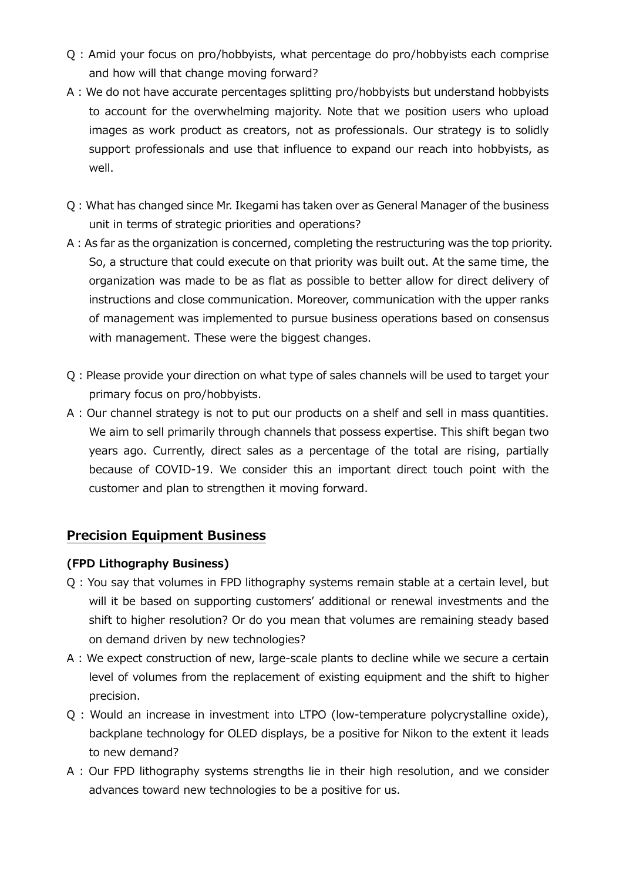Q : Amid your focus on pro/hobbyists, what percentage do pro/hobbyists each comprise and how will that change moving forward?

A : We do not have accurate percentages splitting pro/hobbyists but understand hobbyists to account for the overwhelming majority. Note that we position users who upload images as work product as creators, not as professionals. Our strategy is to solidly support professionals and use that influence to expand our reach into hobbyists, as well.

Q : What has changed since Mr. Ikegami has taken over as General Manager of the business unit in terms of strategic priorities and operations?

A : As far as the organization is concerned, completing the restructuring was the top priority. So, a structure that could execute on that priority was built out. At the same time, the organization was made to be as flat as possible to better allow for direct delivery of instructions and close communication. Moreover, communication with the upper ranks of management was implemented to pursue business operations based on consensus with management. These were the biggest changes.

Q : Please provide your direction on what type of sales channels will be used to target your primary focus on pro/hobbyists.

A : Our channel strategy is not to put our products on a shelf and sell in mass quantities. We aim to sell primarily through channels that possess expertise. This shift began two years ago. Currently, direct sales as a percentage of the total are rising, partially because of COVID-19. We consider this an important direct touch point with the customer and plan to strengthen it moving forward.

## Precision Equipment Business

### (FPD Lithography Business)

Q : You say that volumes in FPD lithography systems remain stable at a certain level, but will it be based on supporting customers' additional or renewal investments and the shift to higher resolution? Or do you mean that volumes are remaining steady based on demand driven by new technologies?

A : We expect construction of new, large-scale plants to decline while we secure a certain level of volumes from the replacement of existing equipment and the shift to higher precision.

Q : Would an increase in investment into LTPO (low-temperature polycrystalline oxide), backplane technology for OLED displays, be a positive for Nikon to the extent it leads to new demand?

A : Our FPD lithography systems strengths lie in their high resolution, and we consider advances toward new technologies to be a positive for us.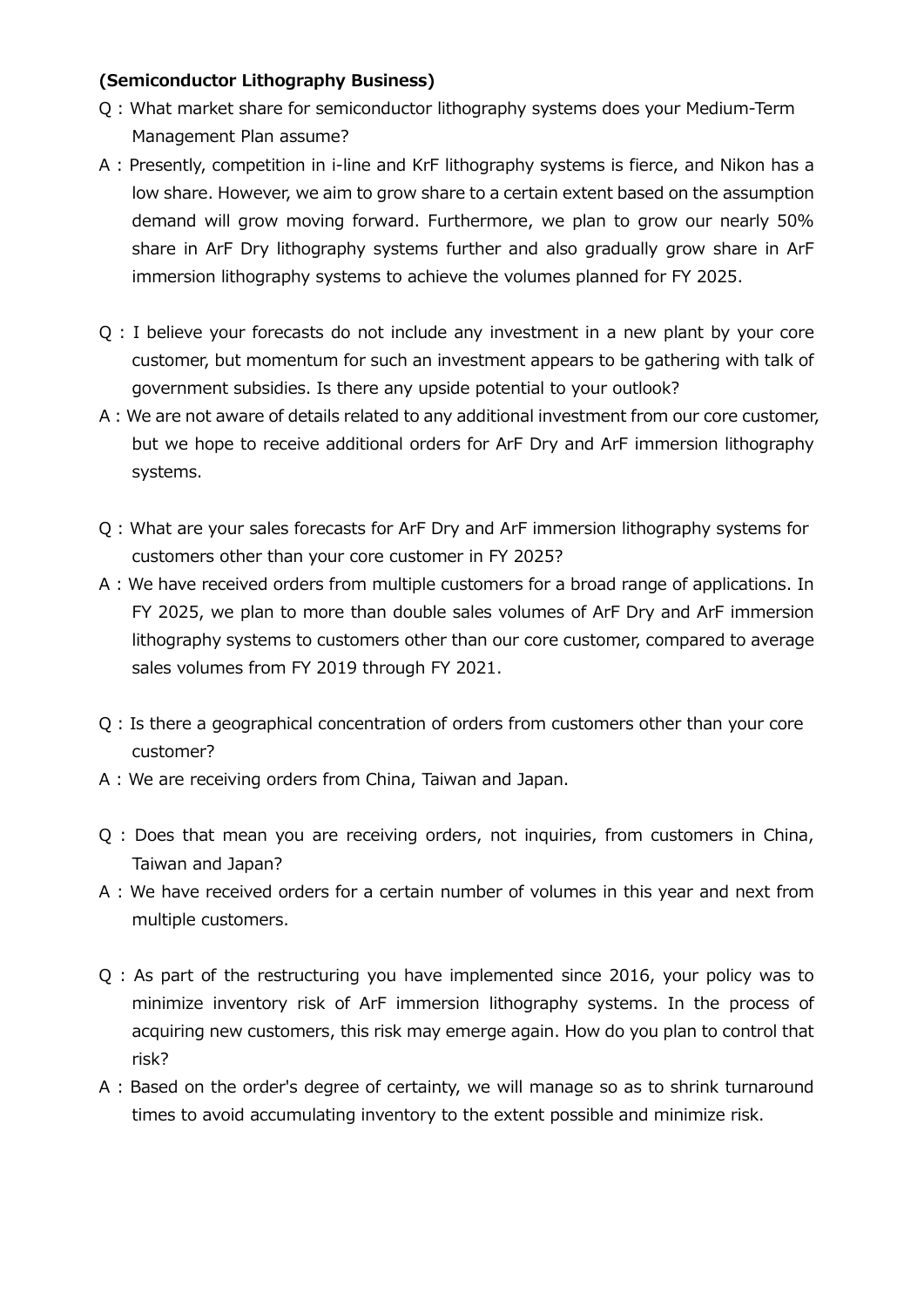**(Semiconductor Lithography Business)**

Q : What market share for semiconductor lithography systems does your Medium-Term Management Plan assume?

A : Presently, competition in i-line and KrF lithography systems is fierce, and Nikon has a low share. However, we aim to grow share to a certain extent based on the assumption demand will grow moving forward. Furthermore, we plan to grow our nearly 50% share in ArF Dry lithography systems further and also gradually grow share in ArF immersion lithography systems to achieve the volumes planned for FY 2025.

Q : I believe your forecasts do not include any investment in a new plant by your core customer, but momentum for such an investment appears to be gathering with talk of government subsidies. Is there any upside potential to your outlook?

A : We are not aware of details related to any additional investment from our core customer, but we hope to receive additional orders for ArF Dry and ArF immersion lithography systems.

Q : What are your sales forecasts for ArF Dry and ArF immersion lithography systems for customers other than your core customer in FY 2025?

A : We have received orders from multiple customers for a broad range of applications. In FY 2025, we plan to more than double sales volumes of ArF Dry and ArF immersion lithography systems to customers other than our core customer, compared to average sales volumes from FY 2019 through FY 2021.

Q : Is there a geographical concentration of orders from customers other than your core customer?

A : We are receiving orders from China, Taiwan and Japan.

Q : Does that mean you are receiving orders, not inquiries, from customers in China, Taiwan and Japan?

A : We have received orders for a certain number of volumes in this year and next from multiple customers.

Q : As part of the restructuring you have implemented since 2016, your policy was to minimize inventory risk of ArF immersion lithography systems. In the process of acquiring new customers, this risk may emerge again. How do you plan to control that risk?

A : Based on the order's degree of certainty, we will manage so as to shrink turnaround times to avoid accumulating inventory to the extent possible and minimize risk.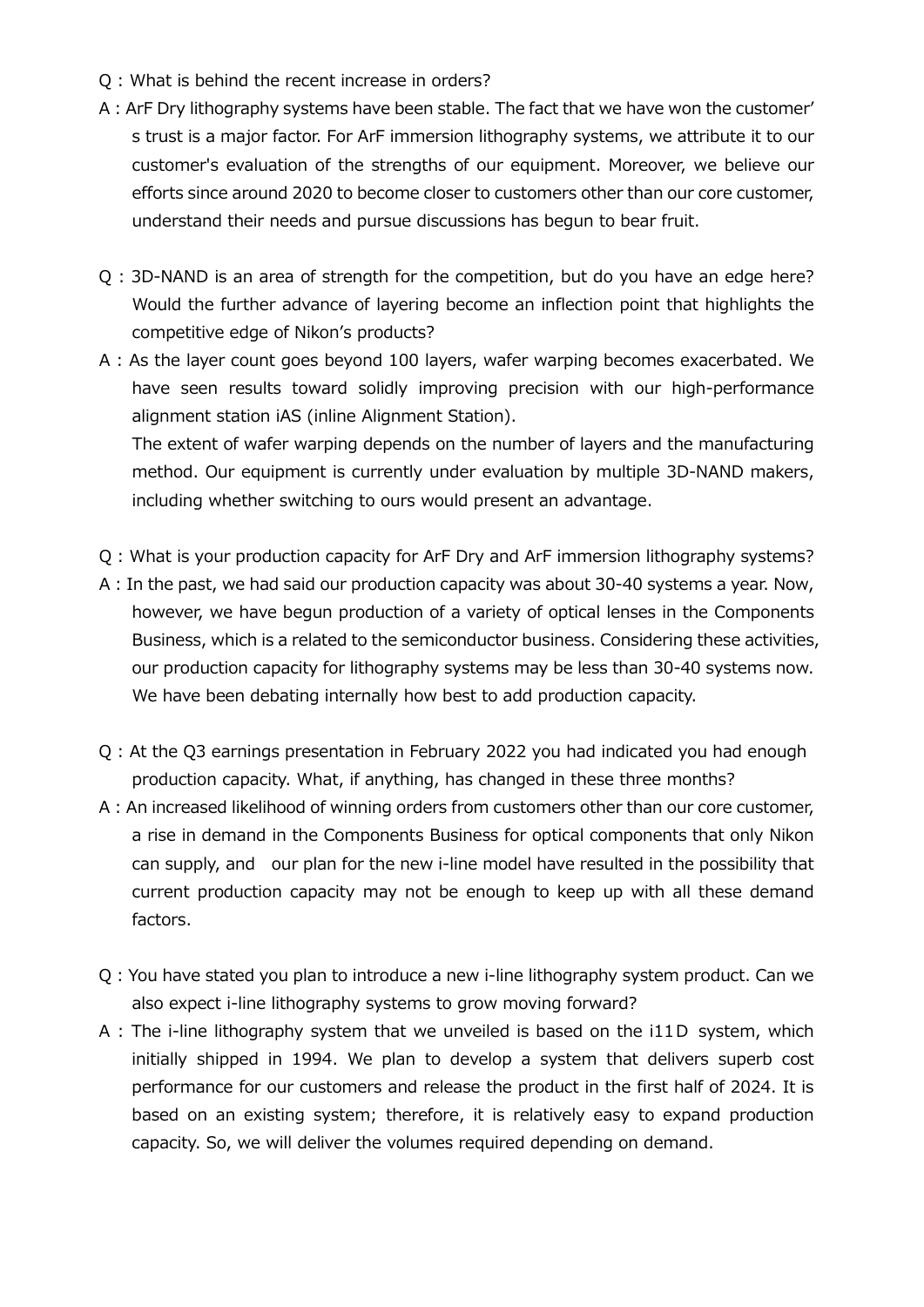Q : What is behind the recent increase in orders?

A : ArF Dry lithography systems have been stable. The fact that we have won the customer's trust is a major factor. For ArF immersion lithography systems, we attribute it to our customer's evaluation of the strengths of our equipment. Moreover, we believe our efforts since around 2020 to become closer to customers other than our core customer, understand their needs and pursue discussions has begun to bear fruit.

Q : 3D-NAND is an area of strength for the competition, but do you have an edge here? Would the further advance of layering become an inflection point that highlights the competitive edge of Nikon's products?

A : As the layer count goes beyond 100 layers, wafer warping becomes exacerbated. We have seen results toward solidly improving precision with our high-performance alignment station iAS (inline Alignment Station).
The extent of wafer warping depends on the number of layers and the manufacturing method. Our equipment is currently under evaluation by multiple 3D-NAND makers, including whether switching to ours would present an advantage.

Q : What is your production capacity for ArF Dry and ArF immersion lithography systems?

A : In the past, we had said our production capacity was about 30-40 systems a year. Now, however, we have begun production of a variety of optical lenses in the Components Business, which is a related to the semiconductor business. Considering these activities, our production capacity for lithography systems may be less than 30-40 systems now. We have been debating internally how best to add production capacity.

Q : At the Q3 earnings presentation in February 2022 you had indicated you had enough production capacity. What, if anything, has changed in these three months?

A : An increased likelihood of winning orders from customers other than our core customer, a rise in demand in the Components Business for optical components that only Nikon can supply, and our plan for the new i-line model have resulted in the possibility that current production capacity may not be enough to keep up with all these demand factors.

Q : You have stated you plan to introduce a new i-line lithography system product. Can we also expect i-line lithography systems to grow moving forward?

A : The i-line lithography system that we unveiled is based on the i11D system, which initially shipped in 1994. We plan to develop a system that delivers superb cost performance for our customers and release the product in the first half of 2024. It is based on an existing system; therefore, it is relatively easy to expand production capacity. So, we will deliver the volumes required depending on demand.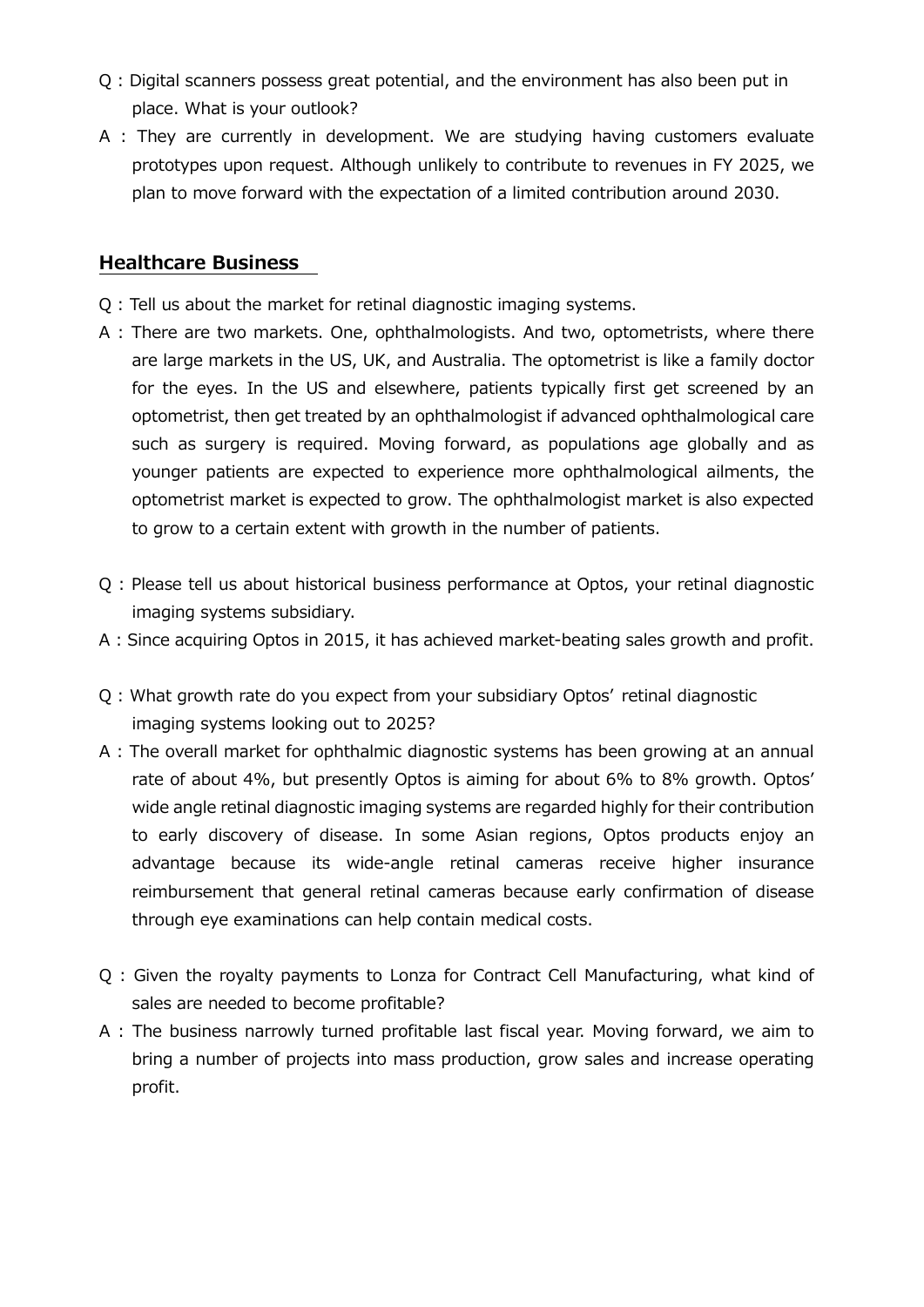Q : Digital scanners possess great potential, and the environment has also been put in place. What is your outlook?

A : They are currently in development. We are studying having customers evaluate prototypes upon request. Although unlikely to contribute to revenues in FY 2025, we plan to move forward with the expectation of a limited contribution around 2030.

## Healthcare Business

Q : Tell us about the market for retinal diagnostic imaging systems.

A : There are two markets. One, ophthalmologists. And two, optometrists, where there are large markets in the US, UK, and Australia. The optometrist is like a family doctor for the eyes. In the US and elsewhere, patients typically first get screened by an optometrist, then get treated by an ophthalmologist if advanced ophthalmological care such as surgery is required. Moving forward, as populations age globally and as younger patients are expected to experience more ophthalmological ailments, the optometrist market is expected to grow. The ophthalmologist market is also expected to grow to a certain extent with growth in the number of patients.

Q : Please tell us about historical business performance at Optos, your retinal diagnostic imaging systems subsidiary.

A : Since acquiring Optos in 2015, it has achieved market-beating sales growth and profit.

Q : What growth rate do you expect from your subsidiary Optos' retinal diagnostic imaging systems looking out to 2025?

A : The overall market for ophthalmic diagnostic systems has been growing at an annual rate of about 4%, but presently Optos is aiming for about 6% to 8% growth. Optos' wide angle retinal diagnostic imaging systems are regarded highly for their contribution to early discovery of disease. In some Asian regions, Optos products enjoy an advantage because its wide-angle retinal cameras receive higher insurance reimbursement that general retinal cameras because early confirmation of disease through eye examinations can help contain medical costs.

Q : Given the royalty payments to Lonza for Contract Cell Manufacturing, what kind of sales are needed to become profitable?

A : The business narrowly turned profitable last fiscal year. Moving forward, we aim to bring a number of projects into mass production, grow sales and increase operating profit.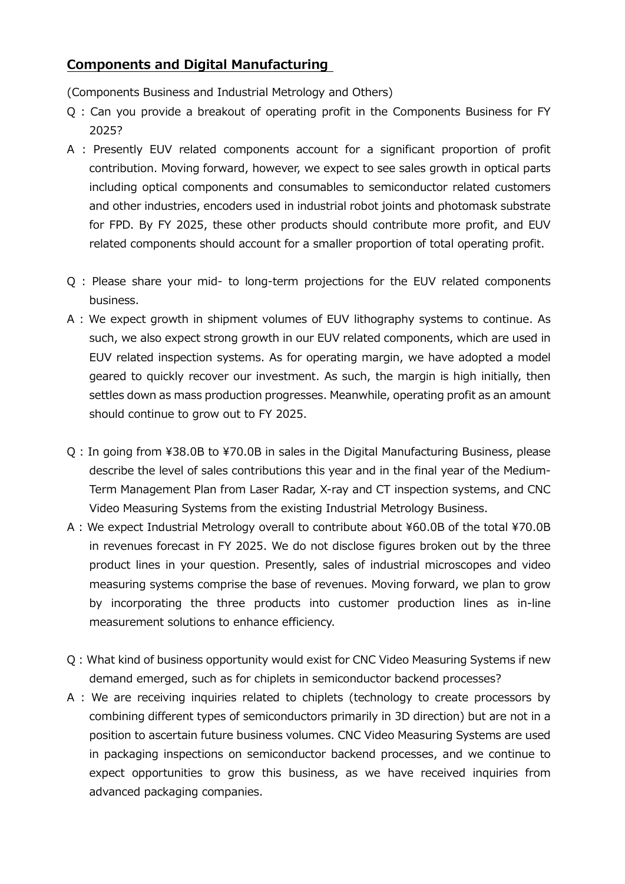## Components and Digital Manufacturing

(Components Business and Industrial Metrology and Others)

Q : Can you provide a breakout of operating profit in the Components Business for FY 2025?

A : Presently EUV related components account for a significant proportion of profit contribution. Moving forward, however, we expect to see sales growth in optical parts including optical components and consumables to semiconductor related customers and other industries, encoders used in industrial robot joints and photomask substrate for FPD. By FY 2025, these other products should contribute more profit, and EUV related components should account for a smaller proportion of total operating profit.

Q : Please share your mid- to long-term projections for the EUV related components business.

A : We expect growth in shipment volumes of EUV lithography systems to continue. As such, we also expect strong growth in our EUV related components, which are used in EUV related inspection systems. As for operating margin, we have adopted a model geared to quickly recover our investment. As such, the margin is high initially, then settles down as mass production progresses. Meanwhile, operating profit as an amount should continue to grow out to FY 2025.

Q : In going from ¥38.0B to ¥70.0B in sales in the Digital Manufacturing Business, please describe the level of sales contributions this year and in the final year of the Medium-Term Management Plan from Laser Radar, X-ray and CT inspection systems, and CNC Video Measuring Systems from the existing Industrial Metrology Business.

A : We expect Industrial Metrology overall to contribute about ¥60.0B of the total ¥70.0B in revenues forecast in FY 2025. We do not disclose figures broken out by the three product lines in your question. Presently, sales of industrial microscopes and video measuring systems comprise the base of revenues. Moving forward, we plan to grow by incorporating the three products into customer production lines as in-line measurement solutions to enhance efficiency.

Q : What kind of business opportunity would exist for CNC Video Measuring Systems if new demand emerged, such as for chiplets in semiconductor backend processes?

A : We are receiving inquiries related to chiplets (technology to create processors by combining different types of semiconductors primarily in 3D direction) but are not in a position to ascertain future business volumes. CNC Video Measuring Systems are used in packaging inspections on semiconductor backend processes, and we continue to expect opportunities to grow this business, as we have received inquiries from advanced packaging companies.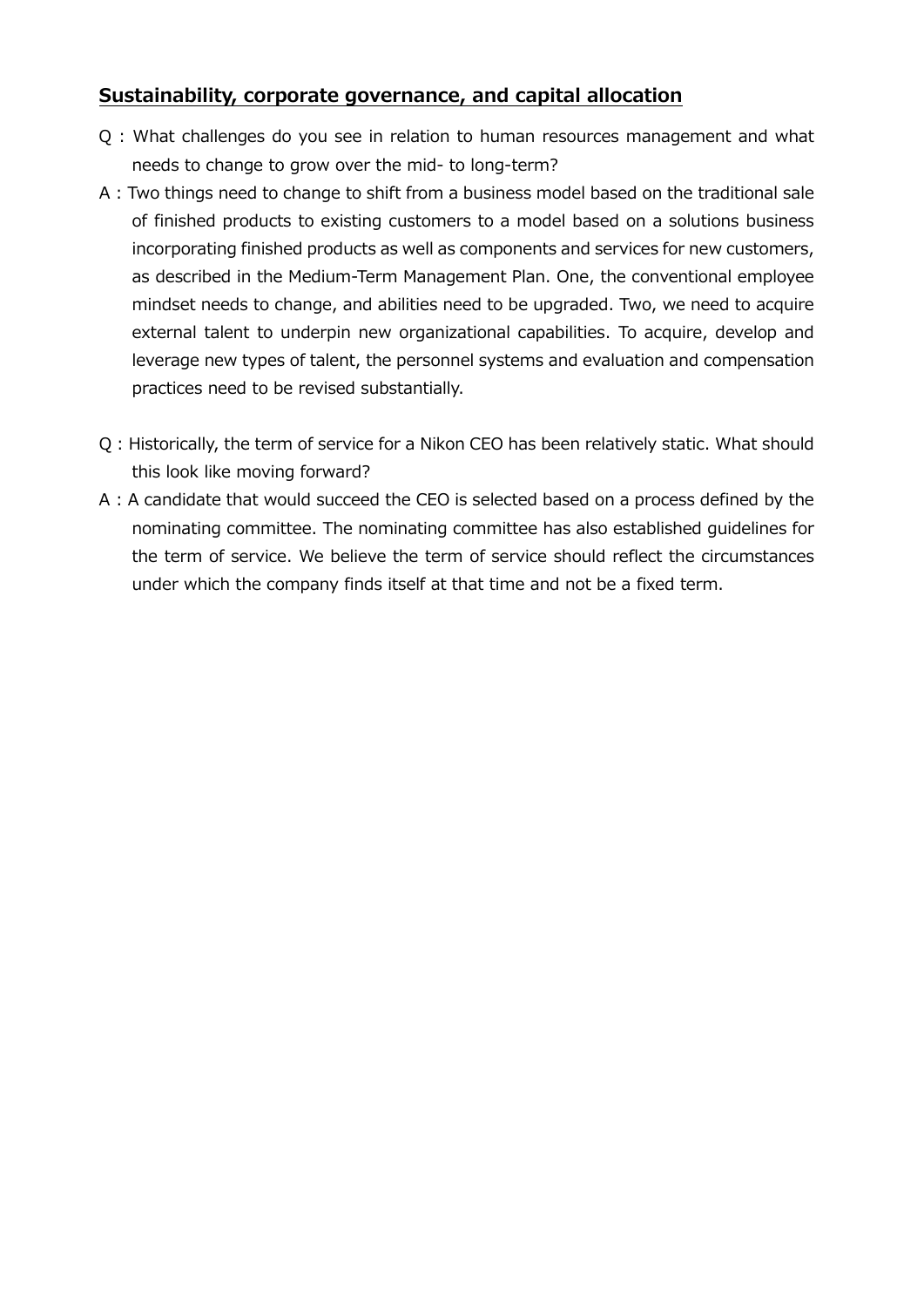## Sustainability, corporate governance, and capital allocation

Q : What challenges do you see in relation to human resources management and what needs to change to grow over the mid- to long-term?

A : Two things need to change to shift from a business model based on the traditional sale of finished products to existing customers to a model based on a solutions business incorporating finished products as well as components and services for new customers, as described in the Medium-Term Management Plan. One, the conventional employee mindset needs to change, and abilities need to be upgraded. Two, we need to acquire external talent to underpin new organizational capabilities. To acquire, develop and leverage new types of talent, the personnel systems and evaluation and compensation practices need to be revised substantially.

Q : Historically, the term of service for a Nikon CEO has been relatively static. What should this look like moving forward?

A : A candidate that would succeed the CEO is selected based on a process defined by the nominating committee. The nominating committee has also established guidelines for the term of service. We believe the term of service should reflect the circumstances under which the company finds itself at that time and not be a fixed term.